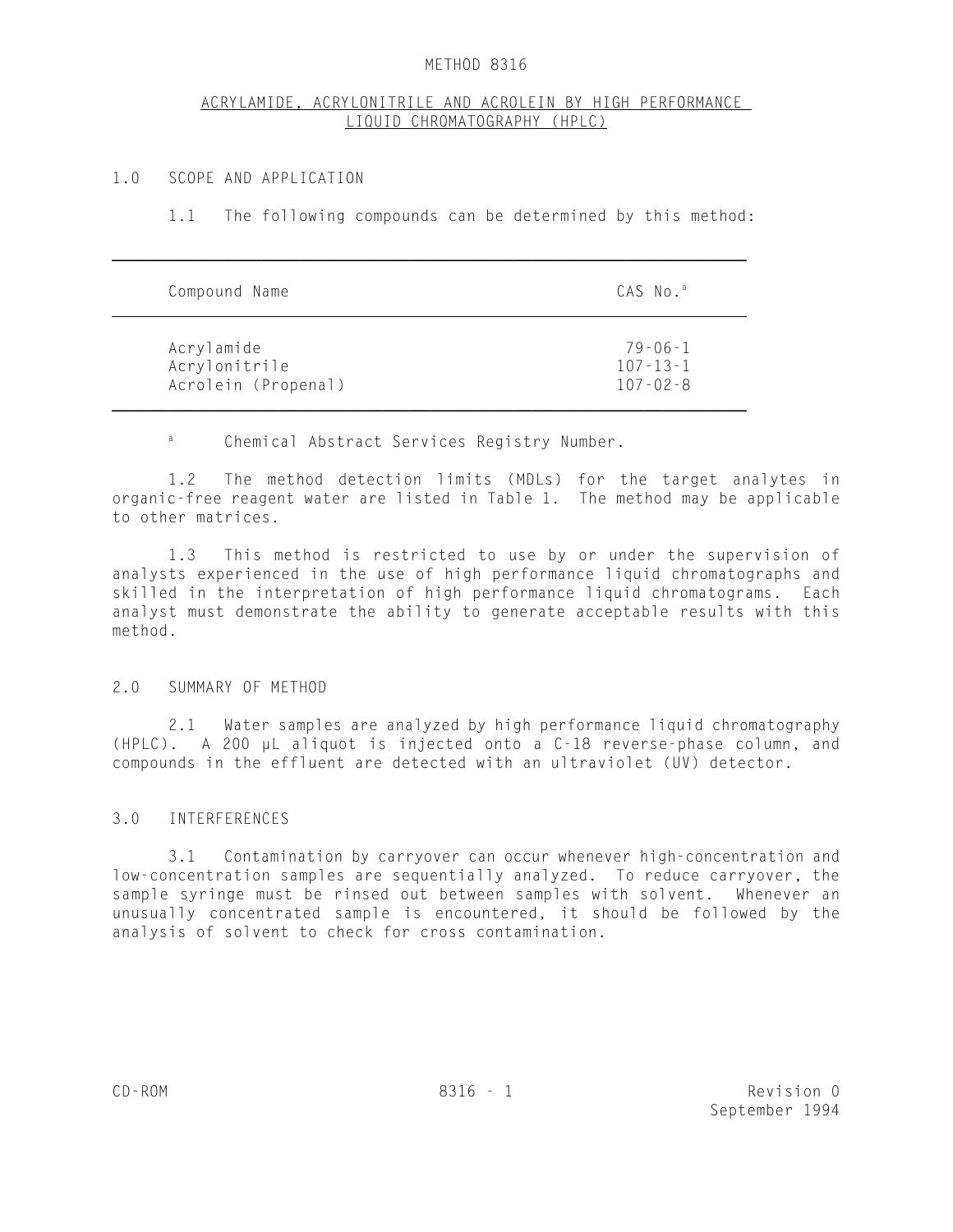# METHOD 8316

## ACRYLAMIDE, ACRYLONITRILE AND ACROLEIN BY HIGH PERFORMANCE LIQUID CHROMATOGRAPHY (HPLC)

### 1.0 SCOPE AND APPLICATION

1.1 The following compounds can be determined by this method:

| Compound Name | CAS No.[a] |
|---|---|
| Acrylamide | 79-06-1 |
| Acrylonitrile | 107-13-1 |
| Acrolein (Propenal) | 107-02-8 |

[a] Chemical Abstract Services Registry Number.

1.2 The method detection limits (MDLs) for the target analytes in organic-free reagent water are listed in Table 1. The method may be applicable to other matrices.

1.3 This method is restricted to use by or under the supervision of analysts experienced in the use of high performance liquid chromatographs and skilled in the interpretation of high performance liquid chromatograms. Each analyst must demonstrate the ability to generate acceptable results with this method.

### 2.0 SUMMARY OF METHOD

2.1 Water samples are analyzed by high performance liquid chromatography (HPLC). A 200 µL aliquot is injected onto a C-18 reverse-phase column, and compounds in the effluent are detected with an ultraviolet (UV) detector.

### 3.0 INTERFERENCES

3.1 Contamination by carryover can occur whenever high-concentration and low-concentration samples are sequentially analyzed. To reduce carryover, the sample syringe must be rinsed out between samples with solvent. Whenever an unusually concentrated sample is encountered, it should be followed by the analysis of solvent to check for cross contamination.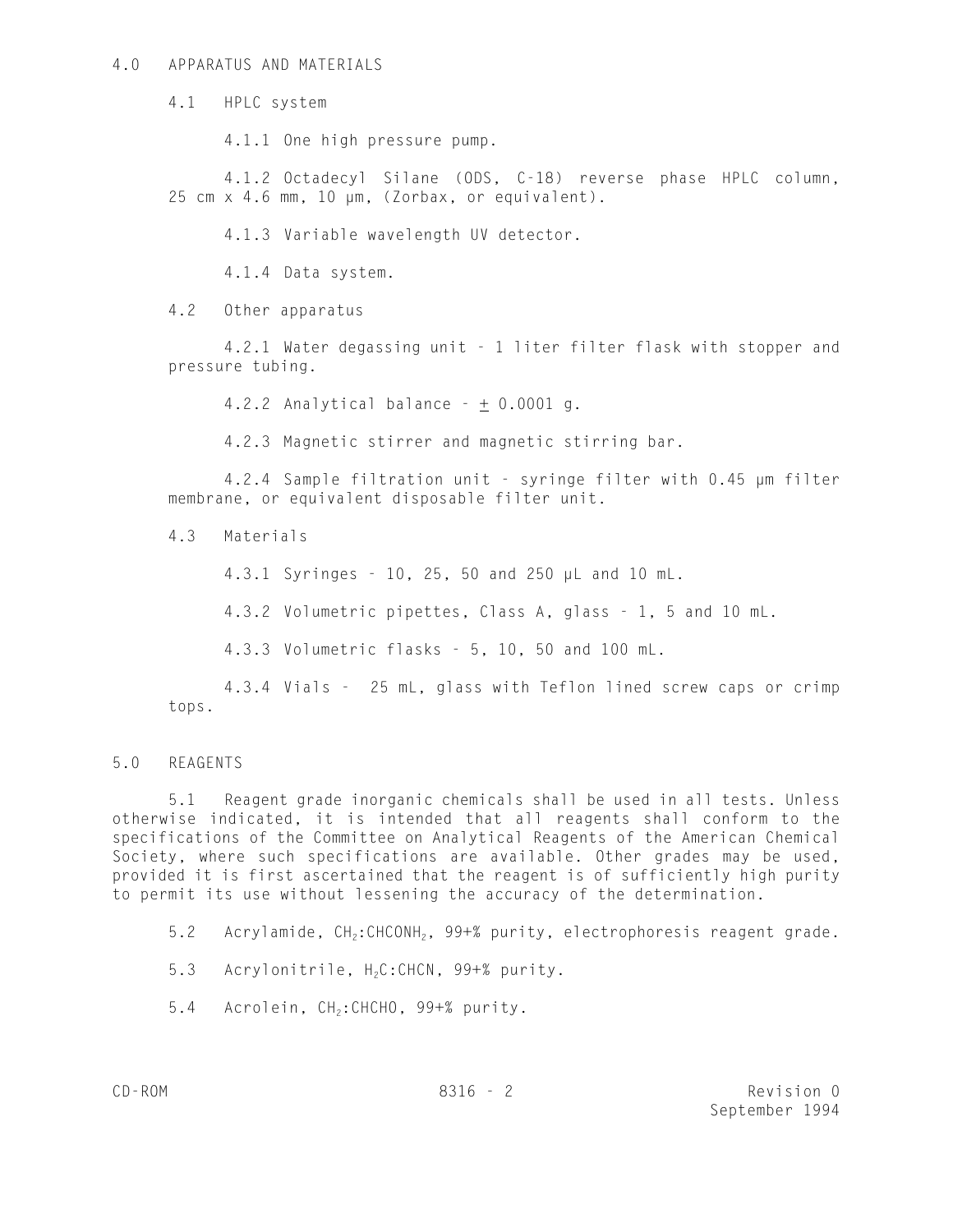## 4.0 APPARATUS AND MATERIALS

### 4.1 HPLC system

4.1.1 One high pressure pump.

4.1.2 Octadecyl Silane (ODS, C-18) reverse phase HPLC column, 25 cm x 4.6 mm, 10 µm, (Zorbax, or equivalent).

4.1.3 Variable wavelength UV detector.

4.1.4 Data system.

### 4.2 Other apparatus

4.2.1 Water degassing unit - 1 liter filter flask with stopper and pressure tubing.

4.2.2 Analytical balance - $\pm$ 0.0001 g.

4.2.3 Magnetic stirrer and magnetic stirring bar.

4.2.4 Sample filtration unit - syringe filter with 0.45 µm filter membrane, or equivalent disposable filter unit.

### 4.3 Materials

4.3.1 Syringes - 10, 25, 50 and 250 µL and 10 mL.

4.3.2 Volumetric pipettes, Class A, glass - 1, 5 and 10 mL.

4.3.3 Volumetric flasks - 5, 10, 50 and 100 mL.

4.3.4 Vials - 25 mL, glass with Teflon lined screw caps or crimp tops.

## 5.0 REAGENTS

5.1 Reagent grade inorganic chemicals shall be used in all tests. Unless otherwise indicated, it is intended that all reagents shall conform to the specifications of the Committee on Analytical Reagents of the American Chemical Society, where such specifications are available. Other grades may be used, provided it is first ascertained that the reagent is of sufficiently high purity to permit its use without lessening the accuracy of the determination.

5.2 Acrylamide, $CH_2$:$CHCONH_2$, 99+% purity, electrophoresis reagent grade.

5.3 Acrylonitrile, $H_2C$:CHCN, 99+% purity.

5.4 Acrolein, $CH_2$:CHCHO, 99+% purity.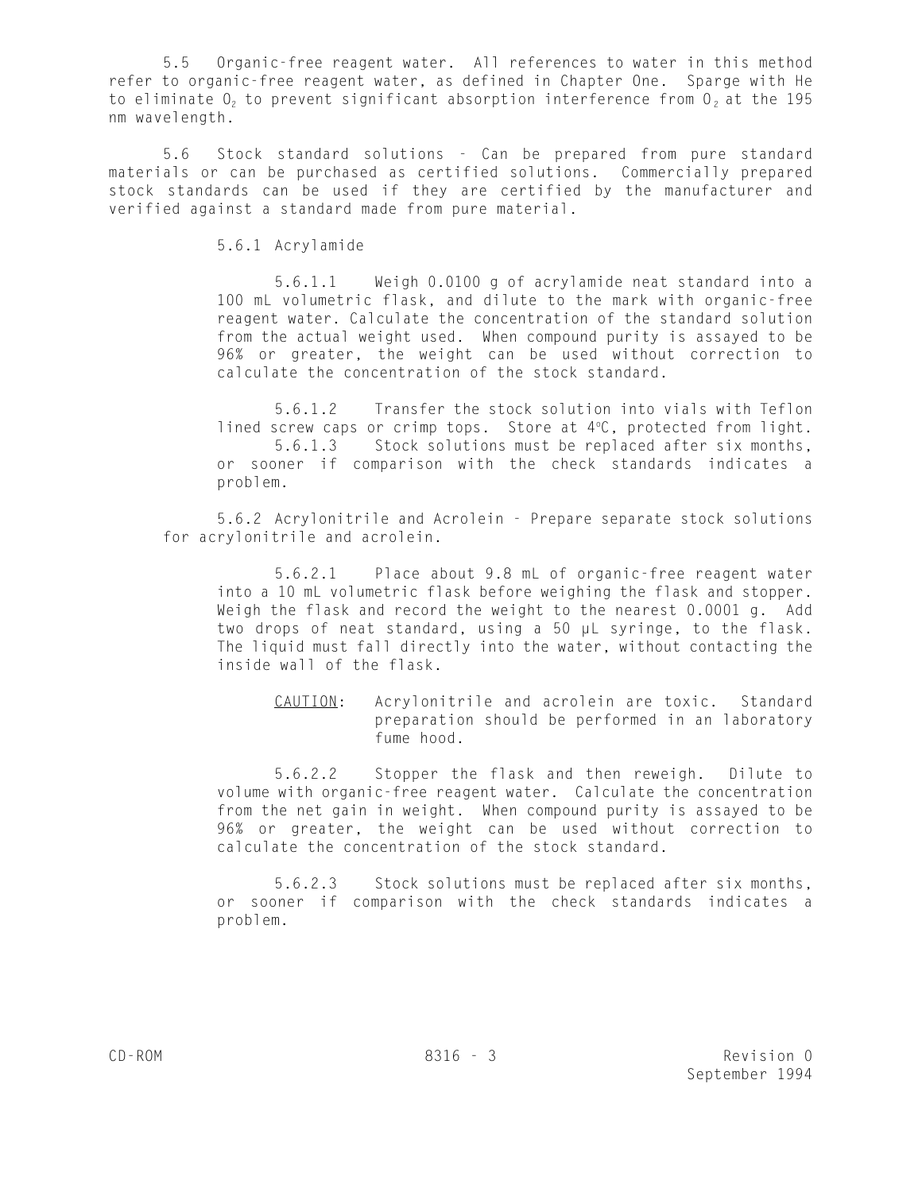5.5 Organic-free reagent water. All references to water in this method refer to organic-free reagent water, as defined in Chapter One. Sparge with He to eliminate $O_2$ to prevent significant absorption interference from $O_2$ at the 195 nm wavelength.

5.6 Stock standard solutions - Can be prepared from pure standard materials or can be purchased as certified solutions. Commercially prepared stock standards can be used if they are certified by the manufacturer and verified against a standard made from pure material.

5.6.1 Acrylamide

5.6.1.1 Weigh 0.0100 g of acrylamide neat standard into a 100 mL volumetric flask, and dilute to the mark with organic-free reagent water. Calculate the concentration of the standard solution from the actual weight used. When compound purity is assayed to be 96% or greater, the weight can be used without correction to calculate the concentration of the stock standard.

5.6.1.2 Transfer the stock solution into vials with Teflon lined screw caps or crimp tops. Store at 4°C, protected from light.

5.6.1.3 Stock solutions must be replaced after six months, or sooner if comparison with the check standards indicates a problem.

5.6.2 Acrylonitrile and Acrolein - Prepare separate stock solutions for acrylonitrile and acrolein.

5.6.2.1 Place about 9.8 mL of organic-free reagent water into a 10 mL volumetric flask before weighing the flask and stopper. Weigh the flask and record the weight to the nearest 0.0001 g. Add two drops of neat standard, using a 50 µL syringe, to the flask. The liquid must fall directly into the water, without contacting the inside wall of the flask.

<u>CAUTION</u>: Acrylonitrile and acrolein are toxic. Standard preparation should be performed in an laboratory fume hood.

5.6.2.2 Stopper the flask and then reweigh. Dilute to volume with organic-free reagent water. Calculate the concentration from the net gain in weight. When compound purity is assayed to be 96% or greater, the weight can be used without correction to calculate the concentration of the stock standard.

5.6.2.3 Stock solutions must be replaced after six months, or sooner if comparison with the check standards indicates a problem.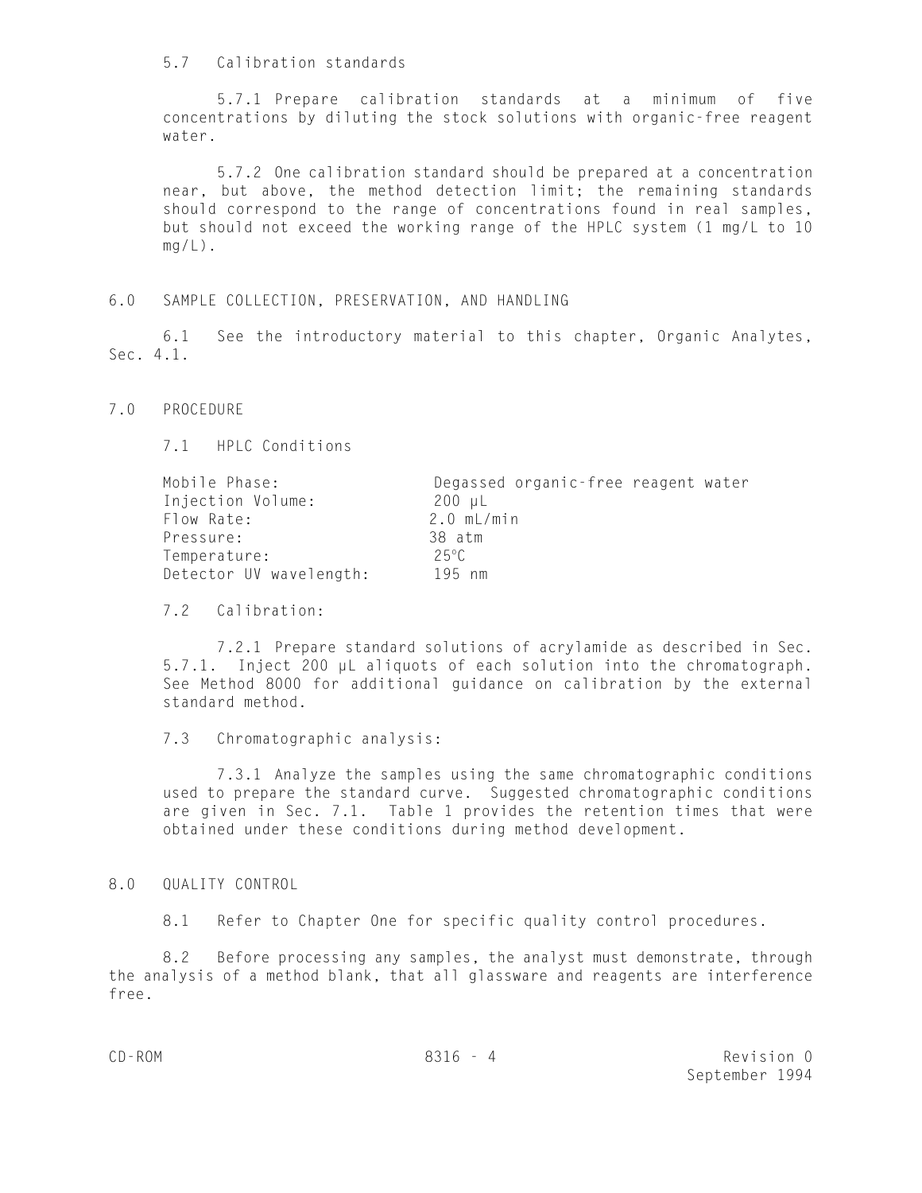5.7 Calibration standards

5.7.1 Prepare calibration standards at a minimum of five concentrations by diluting the stock solutions with organic-free reagent water.

5.7.2 One calibration standard should be prepared at a concentration near, but above, the method detection limit; the remaining standards should correspond to the range of concentrations found in real samples, but should not exceed the working range of the HPLC system (1 mg/L to 10 mg/L).

## 6.0 SAMPLE COLLECTION, PRESERVATION, AND HANDLING

6.1 See the introductory material to this chapter, Organic Analytes, Sec. 4.1.

## 7.0 PROCEDURE

7.1 HPLC Conditions

| | |
|---|---|
| Mobile Phase: | Degassed organic-free reagent water |
| Injection Volume: | 200 µL |
| Flow Rate: | 2.0 mL/min |
| Pressure: | 38 atm |
| Temperature: | 25°C |
| Detector UV wavelength: | 195 nm |

7.2 Calibration:

7.2.1 Prepare standard solutions of acrylamide as described in Sec. 5.7.1. Inject 200 µL aliquots of each solution into the chromatograph. See Method 8000 for additional guidance on calibration by the external standard method.

7.3 Chromatographic analysis:

7.3.1 Analyze the samples using the same chromatographic conditions used to prepare the standard curve. Suggested chromatographic conditions are given in Sec. 7.1. Table 1 provides the retention times that were obtained under these conditions during method development.

## 8.0 QUALITY CONTROL

8.1 Refer to Chapter One for specific quality control procedures.

8.2 Before processing any samples, the analyst must demonstrate, through the analysis of a method blank, that all glassware and reagents are interference free.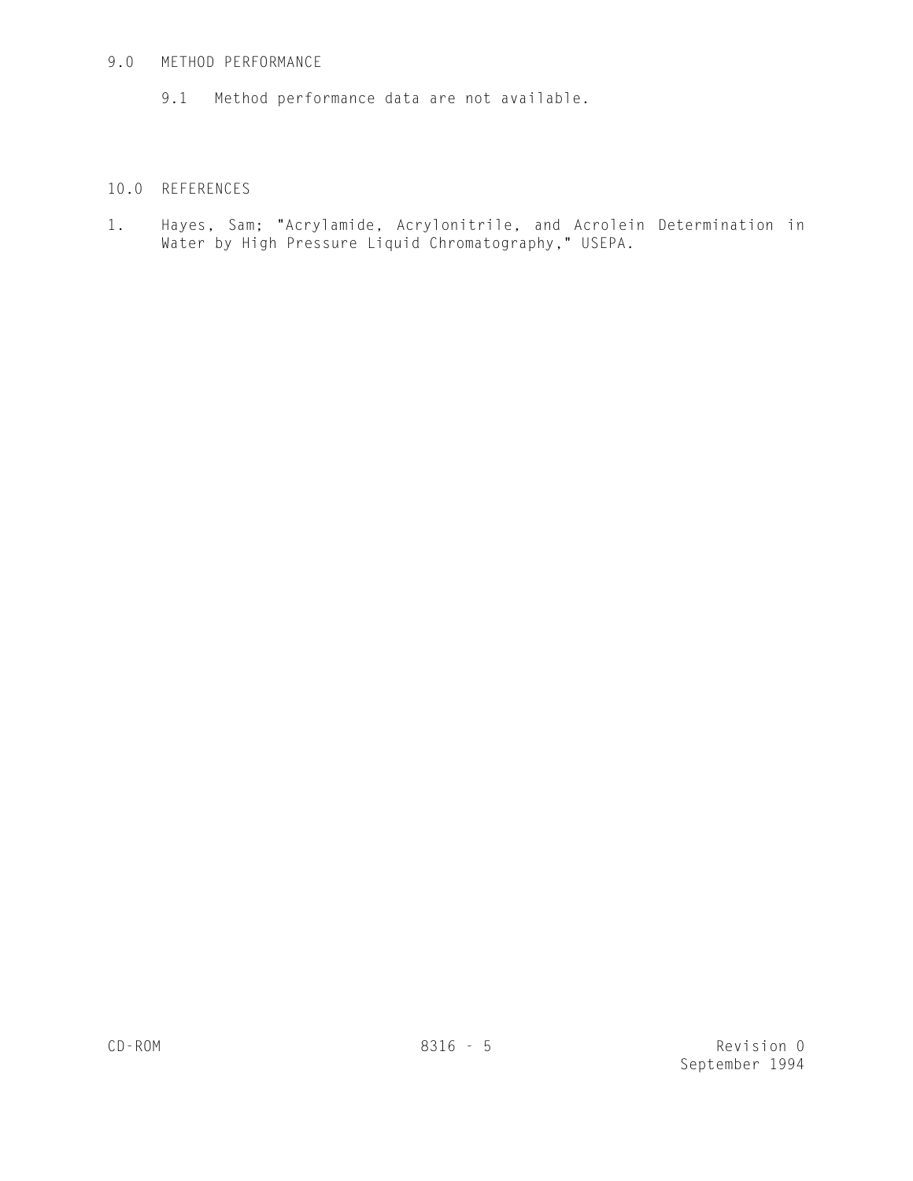## 9.0 METHOD PERFORMANCE

9.1 Method performance data are not available.

## 10.0 REFERENCES

1. Hayes, Sam; "Acrylamide, Acrylonitrile, and Acrolein Determination in Water by High Pressure Liquid Chromatography," USEPA.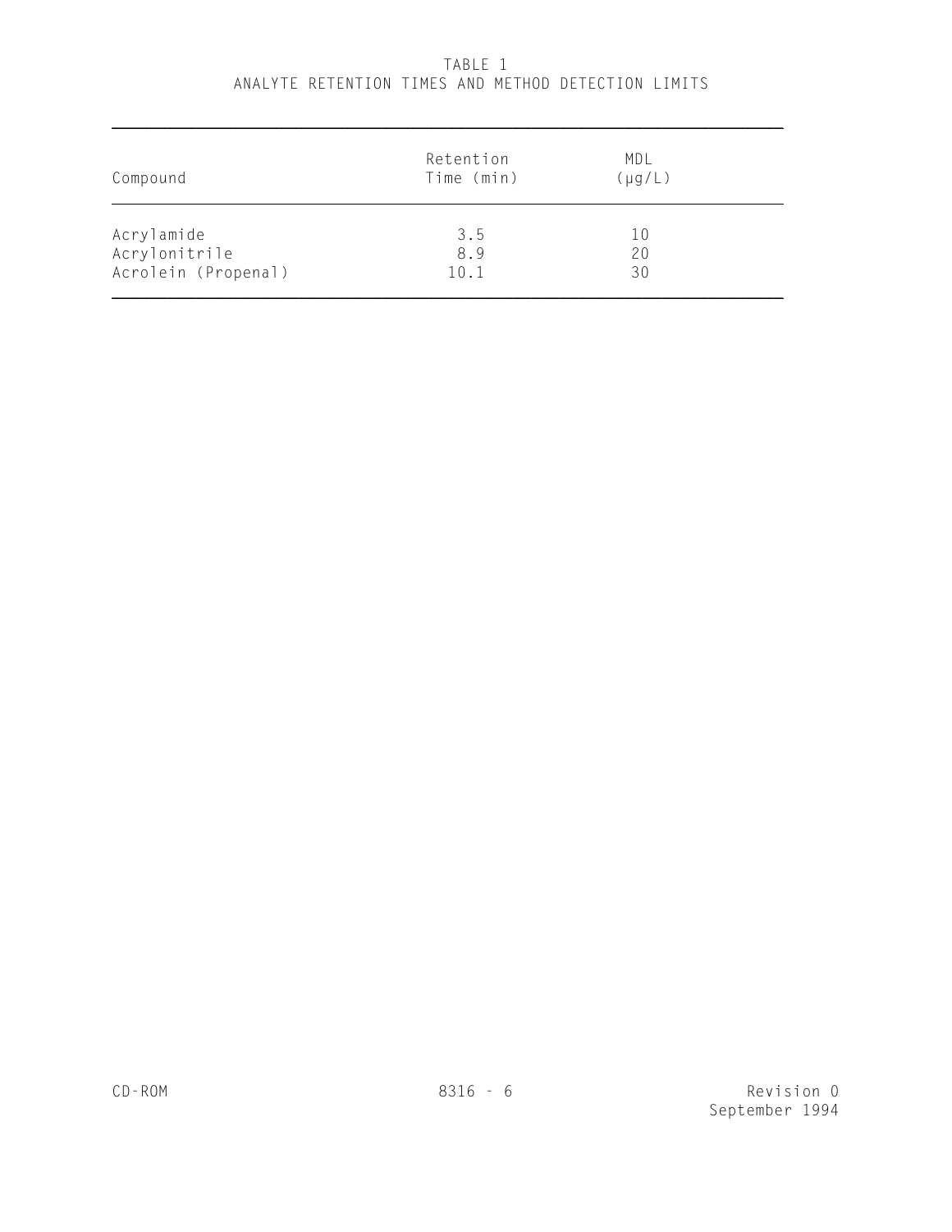TABLE 1
ANALYTE RETENTION TIMES AND METHOD DETECTION LIMITS

| Compound | Retention Time (min) | MDL (µg/L) |
|---|---|---|
| Acrylamide | 3.5 | 10 |
| Acrylonitrile | 8.9 | 20 |
| Acrolein (Propenal) | 10.1 | 30 |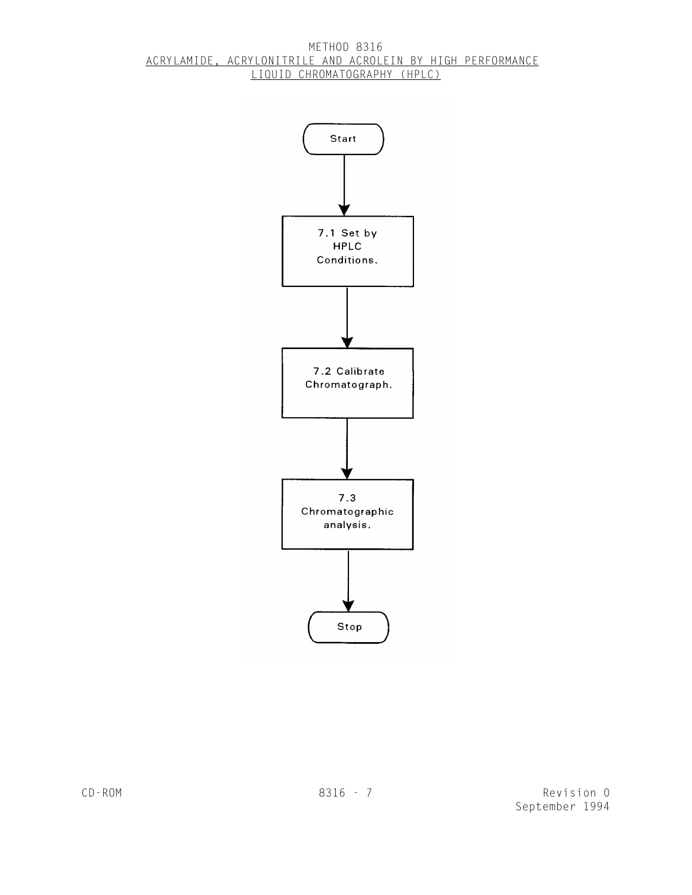METHOD 8316
ACRYLAMIDE, ACRYLONITRILE AND ACROLEIN BY HIGH PERFORMANCE LIQUID CHROMATOGRAPHY (HPLC)

Start

7.1 Set by HPLC Conditions.

7.2 Calibrate Chromatograph.

7.3 Chromatographic analysis.

Stop